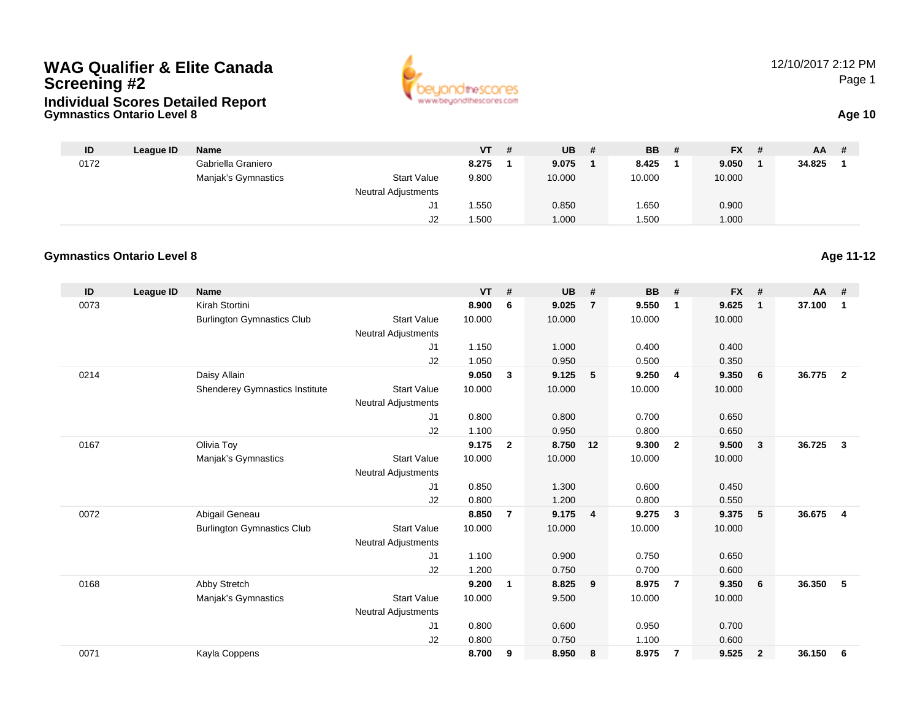# WAG Qualifier & Elite Canada Screening #2

## Individual Scores Detailed Report

### Gymnastics Ontario Level 8

12/10/2017 2:12 PM

**Age 10**

| ID | League ID | Name | | VT | # | UB | # | BB | # | FX | # | AA | # |
|---|---|---|---|---|---|---|---|---|---|---|---|---|---|
| 0172 | | Gabriella Graniero | | **8.275** | **1** | **9.075** | **1** | **8.425** | **1** | **9.050** | **1** | **34.825** | **1** |
| | | Manjak's Gymnastics | Start Value | 9.800 | | 10.000 | | 10.000 | | 10.000 | | | |
| | | | Neutral Adjustments | | | | | | | | | | |
| | | | J1 | 1.550 | | 0.850 | | 1.650 | | 0.900 | | | |
| | | | J2 | 1.500 | | 1.000 | | 1.500 | | 1.000 | | | |

### Gymnastics Ontario Level 8

**Age 11-12**

| ID | League ID | Name | | VT | # | UB | # | BB | # | FX | # | AA | # |
|---|---|---|---|---|---|---|---|---|---|---|---|---|---|
| 0073 | | Kirah Stortini | | **8.900** | **6** | **9.025** | **7** | **9.550** | **1** | **9.625** | **1** | **37.100** | **1** |
| | | Burlington Gymnastics Club | Start Value | 10.000 | | 10.000 | | 10.000 | | 10.000 | | | |
| | | | Neutral Adjustments | | | | | | | | | | |
| | | | J1 | 1.150 | | 1.000 | | 0.400 | | 0.400 | | | |
| | | | J2 | 1.050 | | 0.950 | | 0.500 | | 0.350 | | | |
| 0214 | | Daisy Allain | | **9.050** | **3** | **9.125** | **5** | **9.250** | **4** | **9.350** | **6** | **36.775** | **2** |
| | | Shenderey Gymnastics Institute | Start Value | 10.000 | | 10.000 | | 10.000 | | 10.000 | | | |
| | | | Neutral Adjustments | | | | | | | | | | |
| | | | J1 | 0.800 | | 0.800 | | 0.700 | | 0.650 | | | |
| | | | J2 | 1.100 | | 0.950 | | 0.800 | | 0.650 | | | |
| 0167 | | Olivia Toy | | **9.175** | **2** | **8.750** | **12** | **9.300** | **2** | **9.500** | **3** | **36.725** | **3** |
| | | Manjak's Gymnastics | Start Value | 10.000 | | 10.000 | | 10.000 | | 10.000 | | | |
| | | | Neutral Adjustments | | | | | | | | | | |
| | | | J1 | 0.850 | | 1.300 | | 0.600 | | 0.450 | | | |
| | | | J2 | 0.800 | | 1.200 | | 0.800 | | 0.550 | | | |
| 0072 | | Abigail Geneau | | **8.850** | **7** | **9.175** | **4** | **9.275** | **3** | **9.375** | **5** | **36.675** | **4** |
| | | Burlington Gymnastics Club | Start Value | 10.000 | | 10.000 | | 10.000 | | 10.000 | | | |
| | | | Neutral Adjustments | | | | | | | | | | |
| | | | J1 | 1.100 | | 0.900 | | 0.750 | | 0.650 | | | |
| | | | J2 | 1.200 | | 0.750 | | 0.700 | | 0.600 | | | |
| 0168 | | Abby Stretch | | **9.200** | **1** | **8.825** | **9** | **8.975** | **7** | **9.350** | **6** | **36.350** | **5** |
| | | Manjak's Gymnastics | Start Value | 10.000 | | 9.500 | | 10.000 | | 10.000 | | | |
| | | | Neutral Adjustments | | | | | | | | | | |
| | | | J1 | 0.800 | | 0.600 | | 0.950 | | 0.700 | | | |
| | | | J2 | 0.800 | | 0.750 | | 1.100 | | 0.600 | | | |
| 0071 | | Kayla Coppens | | **8.700** | **9** | **8.950** | **8** | **8.975** | **7** | **9.525** | **2** | **36.150** | **6** |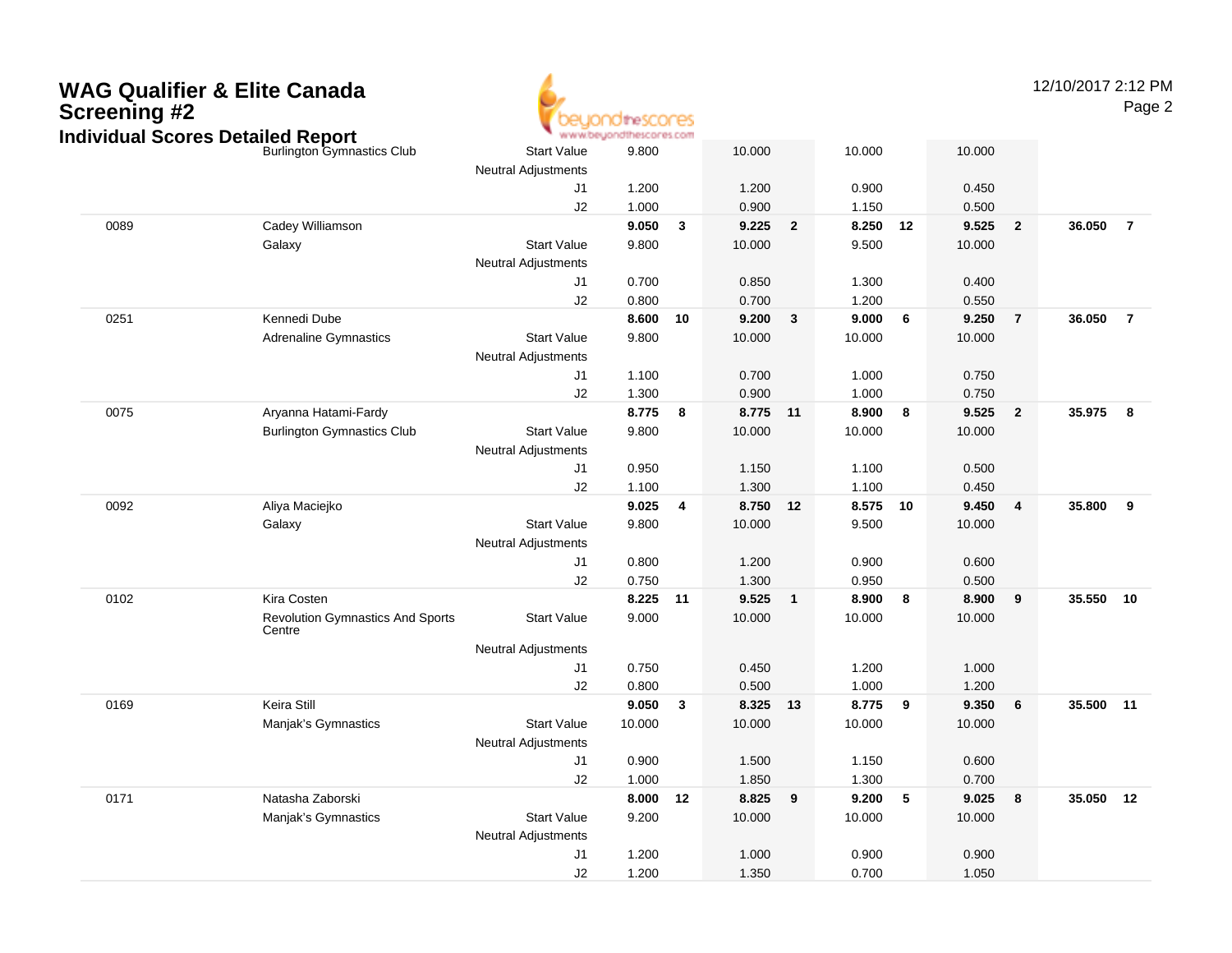# WAG Qualifier & Elite Canada Screening #2

## Individual Scores Detailed Report

| ID | Name / Club | | Vault | Rank | Bars | Rank | Beam | Rank | Floor | Rank | AA | Rank |
|---|---|---|---|---|---|---|---|---|---|---|---|---|
| | Burlington Gymnastics Club | Start Value | 9.800 | | 10.000 | | 10.000 | | 10.000 | | | |
| | | Neutral Adjustments | | | | | | | | | | |
| | | J1 | 1.200 | | 1.200 | | 0.900 | | 0.450 | | | |
| | | J2 | 1.000 | | 0.900 | | 1.150 | | 0.500 | | | |
| 0089 | Cadey Williamson | | **9.050** | **3** | **9.225** | **2** | **8.250** | **12** | **9.525** | **2** | **36.050** | **7** |
| | Galaxy | Start Value | 9.800 | | 10.000 | | 9.500 | | 10.000 | | | |
| | | Neutral Adjustments | | | | | | | | | | |
| | | J1 | 0.700 | | 0.850 | | 1.300 | | 0.400 | | | |
| | | J2 | 0.800 | | 0.700 | | 1.200 | | 0.550 | | | |
| 0251 | Kennedi Dube | | **8.600** | **10** | **9.200** | **3** | **9.000** | **6** | **9.250** | **7** | **36.050** | **7** |
| | Adrenaline Gymnastics | Start Value | 9.800 | | 10.000 | | 10.000 | | 10.000 | | | |
| | | Neutral Adjustments | | | | | | | | | | |
| | | J1 | 1.100 | | 0.700 | | 1.000 | | 0.750 | | | |
| | | J2 | 1.300 | | 0.900 | | 1.000 | | 0.750 | | | |
| 0075 | Aryanna Hatami-Fardy | | **8.775** | **8** | **8.775** | **11** | **8.900** | **8** | **9.525** | **2** | **35.975** | **8** |
| | Burlington Gymnastics Club | Start Value | 9.800 | | 10.000 | | 10.000 | | 10.000 | | | |
| | | Neutral Adjustments | | | | | | | | | | |
| | | J1 | 0.950 | | 1.150 | | 1.100 | | 0.500 | | | |
| | | J2 | 1.100 | | 1.300 | | 1.100 | | 0.450 | | | |
| 0092 | Aliya Maciejko | | **9.025** | **4** | **8.750** | **12** | **8.575** | **10** | **9.450** | **4** | **35.800** | **9** |
| | Galaxy | Start Value | 9.800 | | 10.000 | | 9.500 | | 10.000 | | | |
| | | Neutral Adjustments | | | | | | | | | | |
| | | J1 | 0.800 | | 1.200 | | 0.900 | | 0.600 | | | |
| | | J2 | 0.750 | | 1.300 | | 0.950 | | 0.500 | | | |
| 0102 | Kira Costen | | **8.225** | **11** | **9.525** | **1** | **8.900** | **8** | **8.900** | **9** | **35.550** | **10** |
| | Revolution Gymnastics And Sports Centre | Start Value | 9.000 | | 10.000 | | 10.000 | | 10.000 | | | |
| | | Neutral Adjustments | | | | | | | | | | |
| | | J1 | 0.750 | | 0.450 | | 1.200 | | 1.000 | | | |
| | | J2 | 0.800 | | 0.500 | | 1.000 | | 1.200 | | | |
| 0169 | Keira Still | | **9.050** | **3** | **8.325** | **13** | **8.775** | **9** | **9.350** | **6** | **35.500** | **11** |
| | Manjak's Gymnastics | Start Value | 10.000 | | 10.000 | | 10.000 | | 10.000 | | | |
| | | Neutral Adjustments | | | | | | | | | | |
| | | J1 | 0.900 | | 1.500 | | 1.150 | | 0.600 | | | |
| | | J2 | 1.000 | | 1.850 | | 1.300 | | 0.700 | | | |
| 0171 | Natasha Zaborski | | **8.000** | **12** | **8.825** | **9** | **9.200** | **5** | **9.025** | **8** | **35.050** | **12** |
| | Manjak's Gymnastics | Start Value | 9.200 | | 10.000 | | 10.000 | | 10.000 | | | |
| | | Neutral Adjustments | | | | | | | | | | |
| | | J1 | 1.200 | | 1.000 | | 0.900 | | 0.900 | | | |
| | | J2 | 1.200 | | 1.350 | | 0.700 | | 1.050 | | | |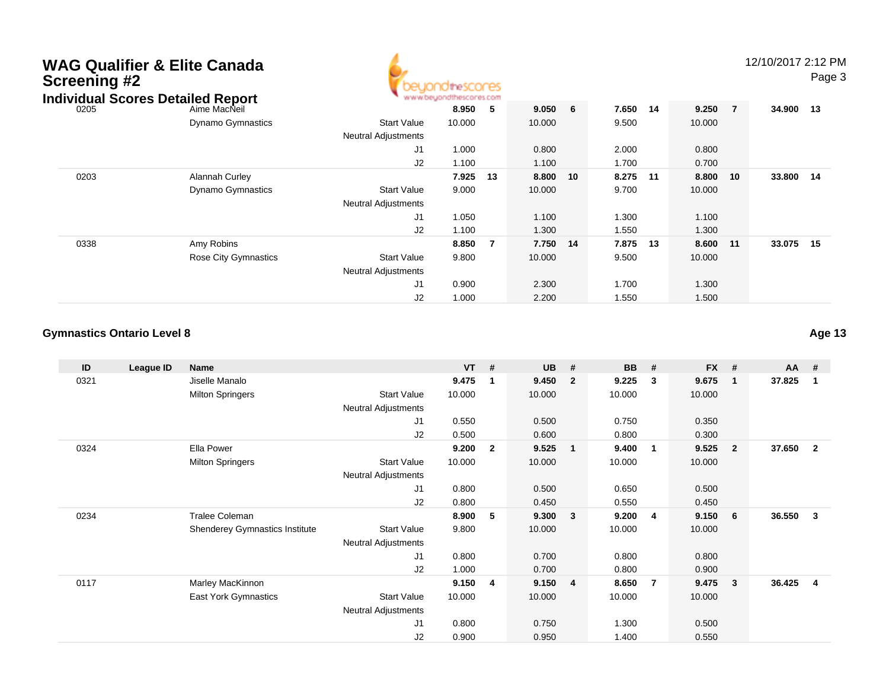# WAG Qualifier & Elite Canada Screening #2

## Individual Scores Detailed Report

| ID | League ID | Name | | VT | # | UB | # | BB | # | FX | # | AA | # |
|---|---|---|---|---|---|---|---|---|---|---|---|---|---|
| 0205 | | Aime MacNeil | | **8.950** | **5** | **9.050** | **6** | **7.650** | **14** | **9.250** | **7** | **34.900** | **13** |
| | | Dynamo Gymnastics | Start Value | 10.000 | | 10.000 | | 9.500 | | 10.000 | | | |
| | | | Neutral Adjustments | | | | | | | | | | |
| | | | J1 | 1.000 | | 0.800 | | 2.000 | | 0.800 | | | |
| | | | J2 | 1.100 | | 1.100 | | 1.700 | | 0.700 | | | |
| 0203 | | Alannah Curley | | **7.925** | **13** | **8.800** | **10** | **8.275** | **11** | **8.800** | **10** | **33.800** | **14** |
| | | Dynamo Gymnastics | Start Value | 9.000 | | 10.000 | | 9.700 | | 10.000 | | | |
| | | | Neutral Adjustments | | | | | | | | | | |
| | | | J1 | 1.050 | | 1.100 | | 1.300 | | 1.100 | | | |
| | | | J2 | 1.100 | | 1.300 | | 1.550 | | 1.300 | | | |
| 0338 | | Amy Robins | | **8.850** | **7** | **7.750** | **14** | **7.875** | **13** | **8.600** | **11** | **33.075** | **15** |
| | | Rose City Gymnastics | Start Value | 9.800 | | 10.000 | | 9.500 | | 10.000 | | | |
| | | | Neutral Adjustments | | | | | | | | | | |
| | | | J1 | 0.900 | | 2.300 | | 1.700 | | 1.300 | | | |
| | | | J2 | 1.000 | | 2.200 | | 1.550 | | 1.500 | | | |

### Gymnastics Ontario Level 8

**Age 13**

| ID | League ID | Name | | VT | # | UB | # | BB | # | FX | # | AA | # |
|---|---|---|---|---|---|---|---|---|---|---|---|---|---|
| 0321 | | Jiselle Manalo | | **9.475** | **1** | **9.450** | **2** | **9.225** | **3** | **9.675** | **1** | **37.825** | **1** |
| | | Milton Springers | Start Value | 10.000 | | 10.000 | | 10.000 | | 10.000 | | | |
| | | | Neutral Adjustments | | | | | | | | | | |
| | | | J1 | 0.550 | | 0.500 | | 0.750 | | 0.350 | | | |
| | | | J2 | 0.500 | | 0.600 | | 0.800 | | 0.300 | | | |
| 0324 | | Ella Power | | **9.200** | **2** | **9.525** | **1** | **9.400** | **1** | **9.525** | **2** | **37.650** | **2** |
| | | Milton Springers | Start Value | 10.000 | | 10.000 | | 10.000 | | 10.000 | | | |
| | | | Neutral Adjustments | | | | | | | | | | |
| | | | J1 | 0.800 | | 0.500 | | 0.650 | | 0.500 | | | |
| | | | J2 | 0.800 | | 0.450 | | 0.550 | | 0.450 | | | |
| 0234 | | Tralee Coleman | | **8.900** | **5** | **9.300** | **3** | **9.200** | **4** | **9.150** | **6** | **36.550** | **3** |
| | | Shenderey Gymnastics Institute | Start Value | 9.800 | | 10.000 | | 10.000 | | 10.000 | | | |
| | | | Neutral Adjustments | | | | | | | | | | |
| | | | J1 | 0.800 | | 0.700 | | 0.800 | | 0.800 | | | |
| | | | J2 | 1.000 | | 0.700 | | 0.800 | | 0.900 | | | |
| 0117 | | Marley MacKinnon | | **9.150** | **4** | **9.150** | **4** | **8.650** | **7** | **9.475** | **3** | **36.425** | **4** |
| | | East York Gymnastics | Start Value | 10.000 | | 10.000 | | 10.000 | | 10.000 | | | |
| | | | Neutral Adjustments | | | | | | | | | | |
| | | | J1 | 0.800 | | 0.750 | | 1.300 | | 0.500 | | | |
| | | | J2 | 0.900 | | 0.950 | | 1.400 | | 0.550 | | | |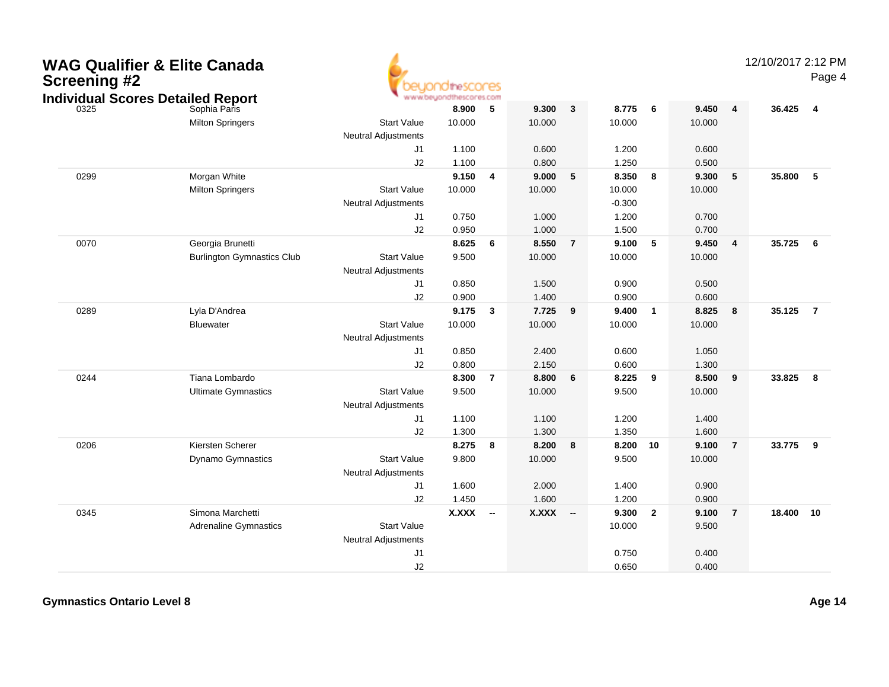# WAG Qualifier & Elite Canada Screening #2

## Individual Scores Detailed Report

| # | Name / Club | | Vault | Rank | Bars | Rank | Beam | Rank | Floor | Rank | AA | Rank |
|---|---|---|---|---|---|---|---|---|---|---|---|---|
| 0325 | Sophia Paris | | **8.900** | **5** | **9.300** | **3** | **8.775** | **6** | **9.450** | **4** | **36.425** | **4** |
| | Milton Springers | Start Value | 10.000 | | 10.000 | | 10.000 | | 10.000 | | | |
| | | Neutral Adjustments | | | | | | | | | | |
| | | J1 | 1.100 | | 0.600 | | 1.200 | | 0.600 | | | |
| | | J2 | 1.100 | | 0.800 | | 1.250 | | 0.500 | | | |
| 0299 | Morgan White | | **9.150** | **4** | **9.000** | **5** | **8.350** | **8** | **9.300** | **5** | **35.800** | **5** |
| | Milton Springers | Start Value | 10.000 | | 10.000 | | 10.000 | | 10.000 | | | |
| | | Neutral Adjustments | | | | | -0.300 | | | | | |
| | | J1 | 0.750 | | 1.000 | | 1.200 | | 0.700 | | | |
| | | J2 | 0.950 | | 1.000 | | 1.500 | | 0.700 | | | |
| 0070 | Georgia Brunetti | | **8.625** | **6** | **8.550** | **7** | **9.100** | **5** | **9.450** | **4** | **35.725** | **6** |
| | Burlington Gymnastics Club | Start Value | 9.500 | | 10.000 | | 10.000 | | 10.000 | | | |
| | | Neutral Adjustments | | | | | | | | | | |
| | | J1 | 0.850 | | 1.500 | | 0.900 | | 0.500 | | | |
| | | J2 | 0.900 | | 1.400 | | 0.900 | | 0.600 | | | |
| 0289 | Lyla D'Andrea | | **9.175** | **3** | **7.725** | **9** | **9.400** | **1** | **8.825** | **8** | **35.125** | **7** |
| | Bluewater | Start Value | 10.000 | | 10.000 | | 10.000 | | 10.000 | | | |
| | | Neutral Adjustments | | | | | | | | | | |
| | | J1 | 0.850 | | 2.400 | | 0.600 | | 1.050 | | | |
| | | J2 | 0.800 | | 2.150 | | 0.600 | | 1.300 | | | |
| 0244 | Tiana Lombardo | | **8.300** | **7** | **8.800** | **6** | **8.225** | **9** | **8.500** | **9** | **33.825** | **8** |
| | Ultimate Gymnastics | Start Value | 9.500 | | 10.000 | | 9.500 | | 10.000 | | | |
| | | Neutral Adjustments | | | | | | | | | | |
| | | J1 | 1.100 | | 1.100 | | 1.200 | | 1.400 | | | |
| | | J2 | 1.300 | | 1.300 | | 1.350 | | 1.600 | | | |
| 0206 | Kiersten Scherer | | **8.275** | **8** | **8.200** | **8** | **8.200** | **10** | **9.100** | **7** | **33.775** | **9** |
| | Dynamo Gymnastics | Start Value | 9.800 | | 10.000 | | 9.500 | | 10.000 | | | |
| | | Neutral Adjustments | | | | | | | | | | |
| | | J1 | 1.600 | | 2.000 | | 1.400 | | 0.900 | | | |
| | | J2 | 1.450 | | 1.600 | | 1.200 | | 0.900 | | | |
| 0345 | Simona Marchetti | | **X.XXX** | **--** | **X.XXX** | **--** | **9.300** | **2** | **9.100** | **7** | **18.400** | **10** |
| | Adrenaline Gymnastics | Start Value | | | | | 10.000 | | 9.500 | | | |
| | | Neutral Adjustments | | | | | | | | | | |
| | | J1 | | | | | 0.750 | | 0.400 | | | |
| | | J2 | | | | | 0.650 | | 0.400 | | | |

**Gymnastics Ontario Level 8** **Age 14**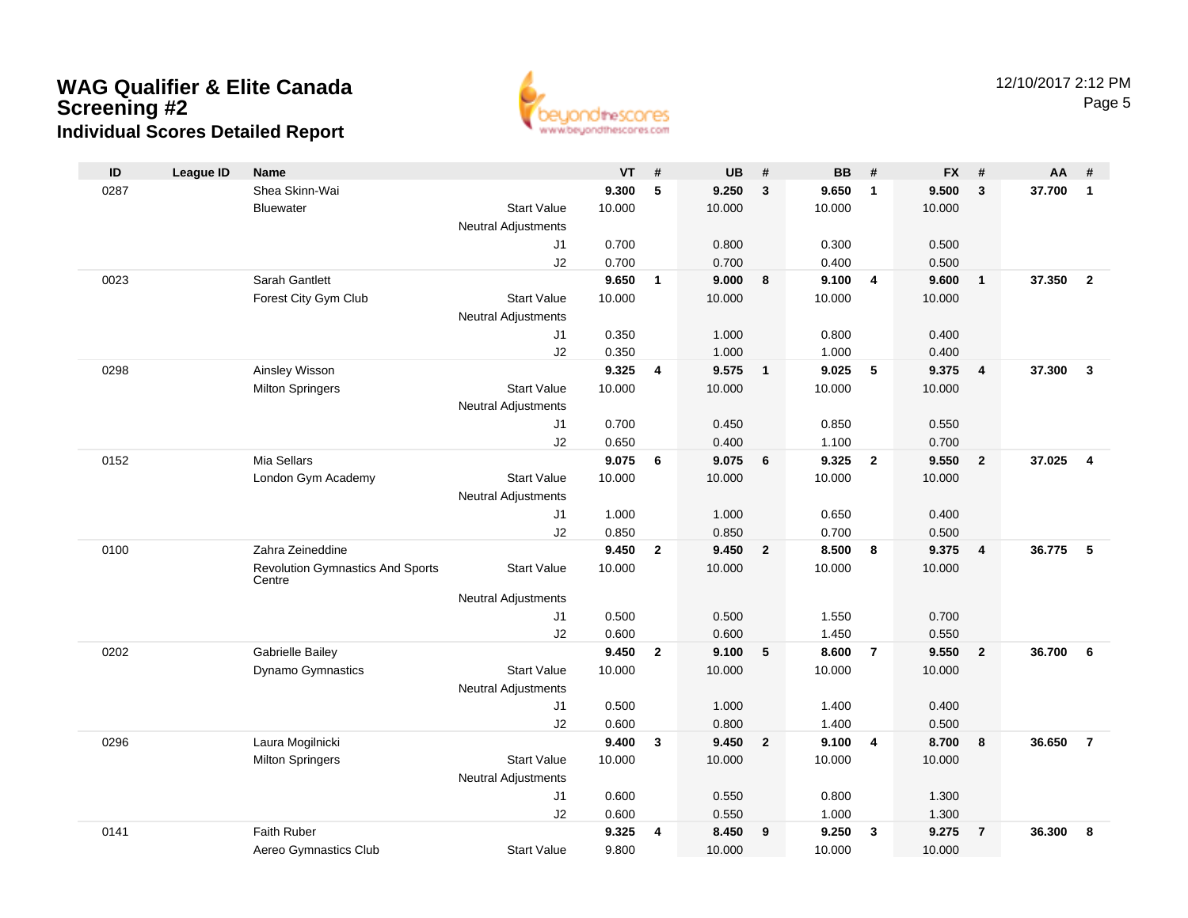# WAG Qualifier & Elite Canada Screening #2

## Individual Scores Detailed Report

| ID | League ID | Name | | VT | # | UB | # | BB | # | FX | # | AA | # |
|---|---|---|---|---|---|---|---|---|---|---|---|---|---|
| 0287 | | Shea Skinn-Wai | | **9.300** | **5** | **9.250** | **3** | **9.650** | **1** | **9.500** | **3** | **37.700** | **1** |
| | | Bluewater | Start Value | 10.000 | | 10.000 | | 10.000 | | 10.000 | | | |
| | | | Neutral Adjustments | | | | | | | | | | |
| | | | J1 | 0.700 | | 0.800 | | 0.300 | | 0.500 | | | |
| | | | J2 | 0.700 | | 0.700 | | 0.400 | | 0.500 | | | |
| 0023 | | Sarah Gantlett | | **9.650** | **1** | **9.000** | **8** | **9.100** | **4** | **9.600** | **1** | **37.350** | **2** |
| | | Forest City Gym Club | Start Value | 10.000 | | 10.000 | | 10.000 | | 10.000 | | | |
| | | | Neutral Adjustments | | | | | | | | | | |
| | | | J1 | 0.350 | | 1.000 | | 0.800 | | 0.400 | | | |
| | | | J2 | 0.350 | | 1.000 | | 1.000 | | 0.400 | | | |
| 0298 | | Ainsley Wisson | | **9.325** | **4** | **9.575** | **1** | **9.025** | **5** | **9.375** | **4** | **37.300** | **3** |
| | | Milton Springers | Start Value | 10.000 | | 10.000 | | 10.000 | | 10.000 | | | |
| | | | Neutral Adjustments | | | | | | | | | | |
| | | | J1 | 0.700 | | 0.450 | | 0.850 | | 0.550 | | | |
| | | | J2 | 0.650 | | 0.400 | | 1.100 | | 0.700 | | | |
| 0152 | | Mia Sellars | | **9.075** | **6** | **9.075** | **6** | **9.325** | **2** | **9.550** | **2** | **37.025** | **4** |
| | | London Gym Academy | Start Value | 10.000 | | 10.000 | | 10.000 | | 10.000 | | | |
| | | | Neutral Adjustments | | | | | | | | | | |
| | | | J1 | 1.000 | | 1.000 | | 0.650 | | 0.400 | | | |
| | | | J2 | 0.850 | | 0.850 | | 0.700 | | 0.500 | | | |
| 0100 | | Zahra Zeineddine | | **9.450** | **2** | **9.450** | **2** | **8.500** | **8** | **9.375** | **4** | **36.775** | **5** |
| | | Revolution Gymnastics And Sports Centre | Start Value | 10.000 | | 10.000 | | 10.000 | | 10.000 | | | |
| | | | Neutral Adjustments | | | | | | | | | | |
| | | | J1 | 0.500 | | 0.500 | | 1.550 | | 0.700 | | | |
| | | | J2 | 0.600 | | 0.600 | | 1.450 | | 0.550 | | | |
| 0202 | | Gabrielle Bailey | | **9.450** | **2** | **9.100** | **5** | **8.600** | **7** | **9.550** | **2** | **36.700** | **6** |
| | | Dynamo Gymnastics | Start Value | 10.000 | | 10.000 | | 10.000 | | 10.000 | | | |
| | | | Neutral Adjustments | | | | | | | | | | |
| | | | J1 | 0.500 | | 1.000 | | 1.400 | | 0.400 | | | |
| | | | J2 | 0.600 | | 0.800 | | 1.400 | | 0.500 | | | |
| 0296 | | Laura Mogilnicki | | **9.400** | **3** | **9.450** | **2** | **9.100** | **4** | **8.700** | **8** | **36.650** | **7** |
| | | Milton Springers | Start Value | 10.000 | | 10.000 | | 10.000 | | 10.000 | | | |
| | | | Neutral Adjustments | | | | | | | | | | |
| | | | J1 | 0.600 | | 0.550 | | 0.800 | | 1.300 | | | |
| | | | J2 | 0.600 | | 0.550 | | 1.000 | | 1.300 | | | |
| 0141 | | Faith Ruber | | **9.325** | **4** | **8.450** | **9** | **9.250** | **3** | **9.275** | **7** | **36.300** | **8** |
| | | Aereo Gymnastics Club | Start Value | 9.800 | | 10.000 | | 10.000 | | 10.000 | | | |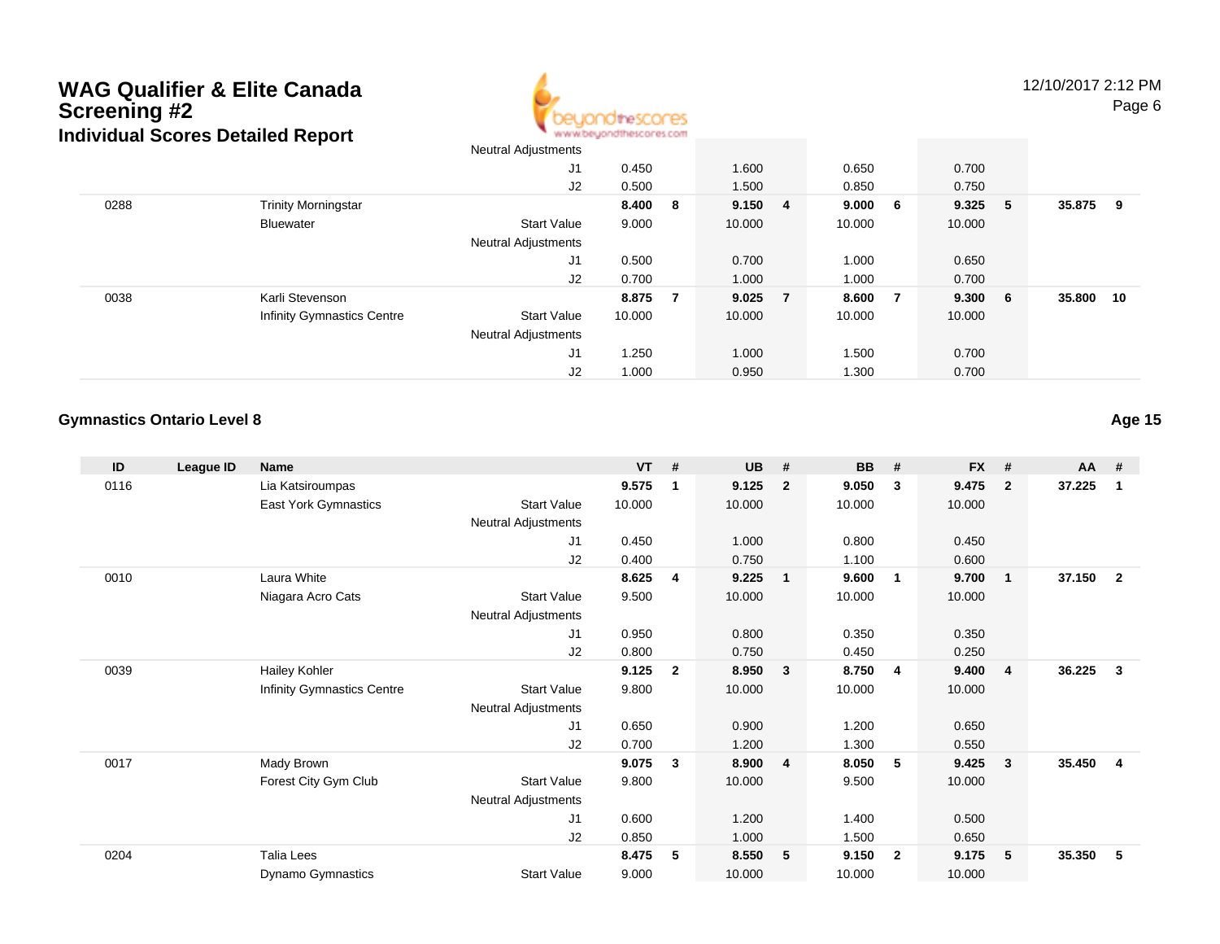# WAG Qualifier & Elite Canada Screening #2

## Individual Scores Detailed Report

12/10/2017 2:12 PM

| ID | League ID | Name | | VT | # | UB | # | BB | # | FX | # | AA | # |
|---|---|---|---|---|---|---|---|---|---|---|---|---|---|
| | | | Neutral Adjustments | | | | | | | | | | |
| | | | J1 | 0.450 | | 1.600 | | 0.650 | | 0.700 | | | |
| | | | J2 | 0.500 | | 1.500 | | 0.850 | | 0.750 | | | |
| 0288 | | Trinity Morningstar | | **8.400** | **8** | **9.150** | **4** | **9.000** | **6** | **9.325** | **5** | **35.875** | **9** |
| | | Bluewater | Start Value | 9.000 | | 10.000 | | 10.000 | | 10.000 | | | |
| | | | Neutral Adjustments | | | | | | | | | | |
| | | | J1 | 0.500 | | 0.700 | | 1.000 | | 0.650 | | | |
| | | | J2 | 0.700 | | 1.000 | | 1.000 | | 0.700 | | | |
| 0038 | | Karli Stevenson | | **8.875** | **7** | **9.025** | **7** | **8.600** | **7** | **9.300** | **6** | **35.800** | **10** |
| | | Infinity Gymnastics Centre | Start Value | 10.000 | | 10.000 | | 10.000 | | 10.000 | | | |
| | | | Neutral Adjustments | | | | | | | | | | |
| | | | J1 | 1.250 | | 1.000 | | 1.500 | | 0.700 | | | |
| | | | J2 | 1.000 | | 0.950 | | 1.300 | | 0.700 | | | |

### Gymnastics Ontario Level 8

**Age 15**

| ID | League ID | Name | | VT | # | UB | # | BB | # | FX | # | AA | # |
|---|---|---|---|---|---|---|---|---|---|---|---|---|---|
| 0116 | | Lia Katsiroumpas | | **9.575** | **1** | **9.125** | **2** | **9.050** | **3** | **9.475** | **2** | **37.225** | **1** |
| | | East York Gymnastics | Start Value | 10.000 | | 10.000 | | 10.000 | | 10.000 | | | |
| | | | Neutral Adjustments | | | | | | | | | | |
| | | | J1 | 0.450 | | 1.000 | | 0.800 | | 0.450 | | | |
| | | | J2 | 0.400 | | 0.750 | | 1.100 | | 0.600 | | | |
| 0010 | | Laura White | | **8.625** | **4** | **9.225** | **1** | **9.600** | **1** | **9.700** | **1** | **37.150** | **2** |
| | | Niagara Acro Cats | Start Value | 9.500 | | 10.000 | | 10.000 | | 10.000 | | | |
| | | | Neutral Adjustments | | | | | | | | | | |
| | | | J1 | 0.950 | | 0.800 | | 0.350 | | 0.350 | | | |
| | | | J2 | 0.800 | | 0.750 | | 0.450 | | 0.250 | | | |
| 0039 | | Hailey Kohler | | **9.125** | **2** | **8.950** | **3** | **8.750** | **4** | **9.400** | **4** | **36.225** | **3** |
| | | Infinity Gymnastics Centre | Start Value | 9.800 | | 10.000 | | 10.000 | | 10.000 | | | |
| | | | Neutral Adjustments | | | | | | | | | | |
| | | | J1 | 0.650 | | 0.900 | | 1.200 | | 0.650 | | | |
| | | | J2 | 0.700 | | 1.200 | | 1.300 | | 0.550 | | | |
| 0017 | | Mady Brown | | **9.075** | **3** | **8.900** | **4** | **8.050** | **5** | **9.425** | **3** | **35.450** | **4** |
| | | Forest City Gym Club | Start Value | 9.800 | | 10.000 | | 9.500 | | 10.000 | | | |
| | | | Neutral Adjustments | | | | | | | | | | |
| | | | J1 | 0.600 | | 1.200 | | 1.400 | | 0.500 | | | |
| | | | J2 | 0.850 | | 1.000 | | 1.500 | | 0.650 | | | |
| 0204 | | Talia Lees | | **8.475** | **5** | **8.550** | **5** | **9.150** | **2** | **9.175** | **5** | **35.350** | **5** |
| | | Dynamo Gymnastics | Start Value | 9.000 | | 10.000 | | 10.000 | | 10.000 | | | |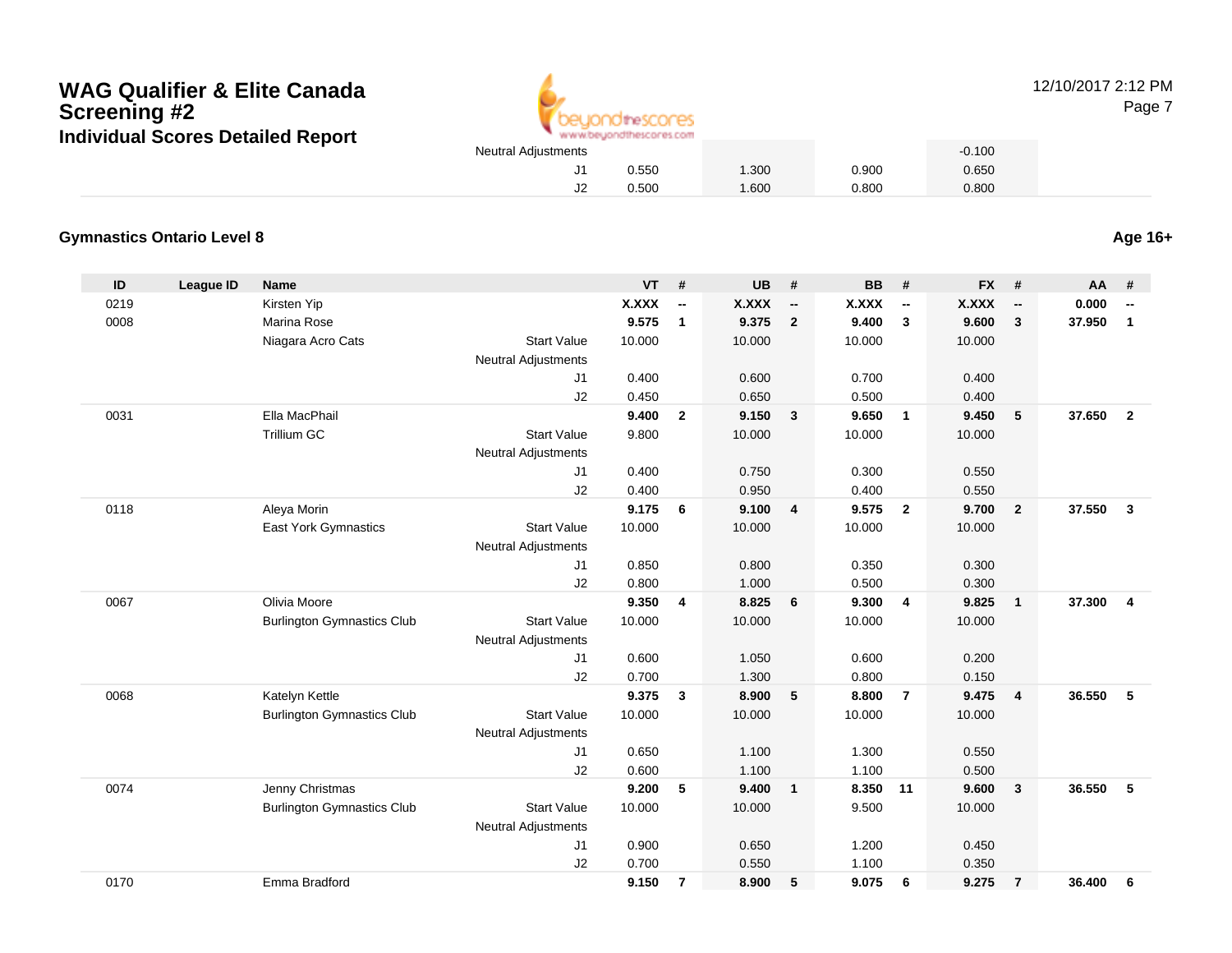## WAG Qualifier & Elite Canada Screening #2
### Individual Scores Detailed Report

12/10/2017 2:12 PM

| | | | | VT | | UB | | BB | | FX | | | |
|---|---|---|---|---|---|---|---|---|---|---|---|---|---|
| | | | Neutral Adjustments | | | | | | | -0.100 | | | |
| | | | J1 | 0.550 | | 1.300 | | 0.900 | | 0.650 | | | |
| | | | J2 | 0.500 | | 1.600 | | 0.800 | | 0.800 | | | |

### Gymnastics Ontario Level 8

**Age 16+**

| ID | League ID | Name | | VT | # | UB | # | BB | # | FX | # | AA | # |
|---|---|---|---|---|---|---|---|---|---|---|---|---|---|
| 0219 | | Kirsten Yip | | **X.XXX** | **--** | **X.XXX** | **--** | **X.XXX** | **--** | **X.XXX** | **--** | **0.000** | **--** |
| 0008 | | Marina Rose | | **9.575** | **1** | **9.375** | **2** | **9.400** | **3** | **9.600** | **3** | **37.950** | **1** |
| | | Niagara Acro Cats | Start Value | 10.000 | | 10.000 | | 10.000 | | 10.000 | | | |
| | | | Neutral Adjustments | | | | | | | | | | |
| | | | J1 | 0.400 | | 0.600 | | 0.700 | | 0.400 | | | |
| | | | J2 | 0.450 | | 0.650 | | 0.500 | | 0.400 | | | |
| 0031 | | Ella MacPhail | | **9.400** | **2** | **9.150** | **3** | **9.650** | **1** | **9.450** | **5** | **37.650** | **2** |
| | | Trillium GC | Start Value | 9.800 | | 10.000 | | 10.000 | | 10.000 | | | |
| | | | Neutral Adjustments | | | | | | | | | | |
| | | | J1 | 0.400 | | 0.750 | | 0.300 | | 0.550 | | | |
| | | | J2 | 0.400 | | 0.950 | | 0.400 | | 0.550 | | | |
| 0118 | | Aleya Morin | | **9.175** | **6** | **9.100** | **4** | **9.575** | **2** | **9.700** | **2** | **37.550** | **3** |
| | | East York Gymnastics | Start Value | 10.000 | | 10.000 | | 10.000 | | 10.000 | | | |
| | | | Neutral Adjustments | | | | | | | | | | |
| | | | J1 | 0.850 | | 0.800 | | 0.350 | | 0.300 | | | |
| | | | J2 | 0.800 | | 1.000 | | 0.500 | | 0.300 | | | |
| 0067 | | Olivia Moore | | **9.350** | **4** | **8.825** | **6** | **9.300** | **4** | **9.825** | **1** | **37.300** | **4** |
| | | Burlington Gymnastics Club | Start Value | 10.000 | | 10.000 | | 10.000 | | 10.000 | | | |
| | | | Neutral Adjustments | | | | | | | | | | |
| | | | J1 | 0.600 | | 1.050 | | 0.600 | | 0.200 | | | |
| | | | J2 | 0.700 | | 1.300 | | 0.800 | | 0.150 | | | |
| 0068 | | Katelyn Kettle | | **9.375** | **3** | **8.900** | **5** | **8.800** | **7** | **9.475** | **4** | **36.550** | **5** |
| | | Burlington Gymnastics Club | Start Value | 10.000 | | 10.000 | | 10.000 | | 10.000 | | | |
| | | | Neutral Adjustments | | | | | | | | | | |
| | | | J1 | 0.650 | | 1.100 | | 1.300 | | 0.550 | | | |
| | | | J2 | 0.600 | | 1.100 | | 1.100 | | 0.500 | | | |
| 0074 | | Jenny Christmas | | **9.200** | **5** | **9.400** | **1** | **8.350** | **11** | **9.600** | **3** | **36.550** | **5** |
| | | Burlington Gymnastics Club | Start Value | 10.000 | | 10.000 | | 9.500 | | 10.000 | | | |
| | | | Neutral Adjustments | | | | | | | | | | |
| | | | J1 | 0.900 | | 0.650 | | 1.200 | | 0.450 | | | |
| | | | J2 | 0.700 | | 0.550 | | 1.100 | | 0.350 | | | |
| 0170 | | Emma Bradford | | **9.150** | **7** | **8.900** | **5** | **9.075** | **6** | **9.275** | **7** | **36.400** | **6** |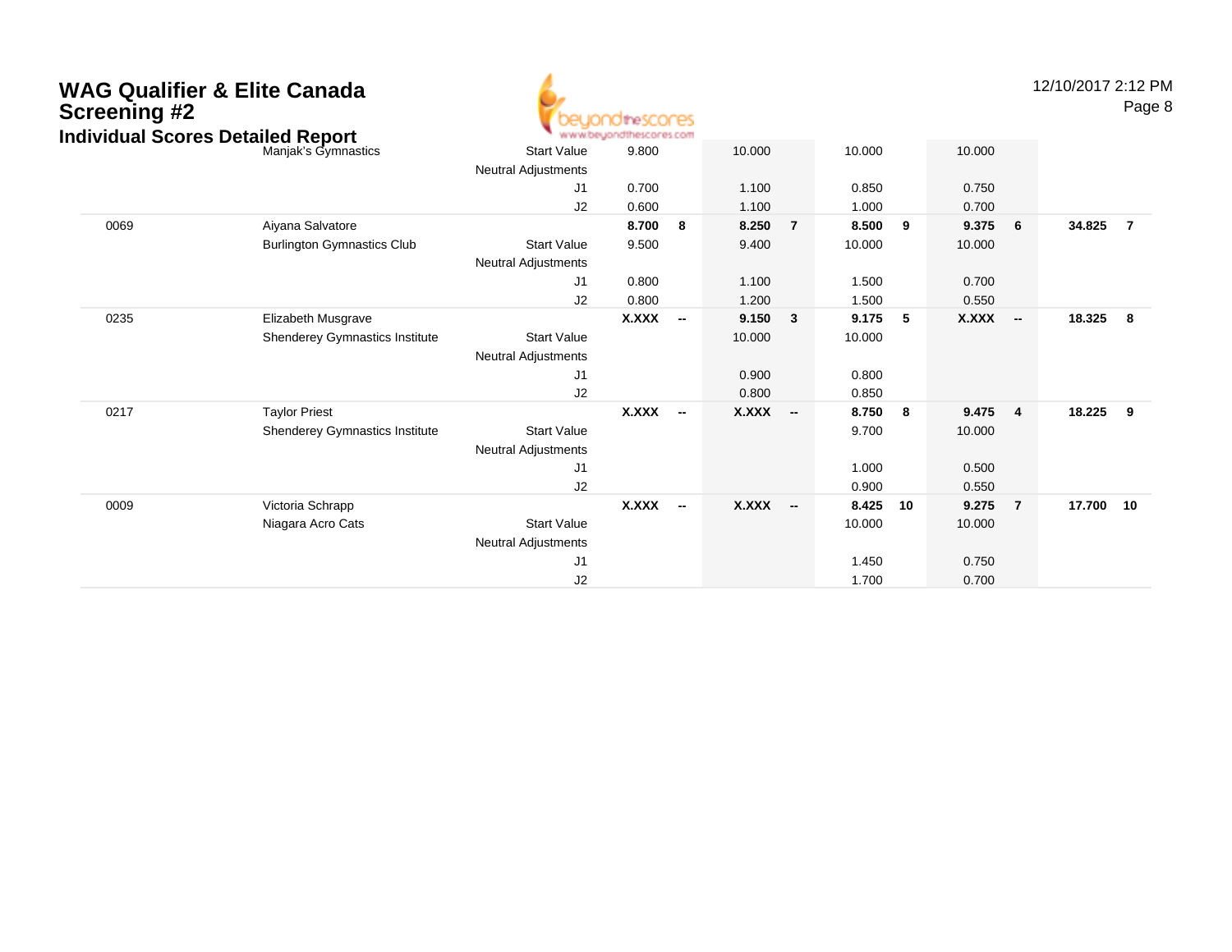# WAG Qualifier & Elite Canada Screening #2

## Individual Scores Detailed Report

| | | | | | | | | | | | | |
|---|---|---|---|---|---|---|---|---|---|---|---|---|
| | Manjak's Gymnastics | Start Value | 9.800 | | 10.000 | | 10.000 | | 10.000 | | | |
| | | Neutral Adjustments | | | | | | | | | | |
| | | J1 | 0.700 | | 1.100 | | 0.850 | | 0.750 | | | |
| | | J2 | 0.600 | | 1.100 | | 1.000 | | 0.700 | | | |
| 0069 | Aiyana Salvatore | | **8.700** | **8** | **8.250** | **7** | **8.500** | **9** | **9.375** | **6** | **34.825** | **7** |
| | Burlington Gymnastics Club | Start Value | 9.500 | | 9.400 | | 10.000 | | 10.000 | | | |
| | | Neutral Adjustments | | | | | | | | | | |
| | | J1 | 0.800 | | 1.100 | | 1.500 | | 0.700 | | | |
| | | J2 | 0.800 | | 1.200 | | 1.500 | | 0.550 | | | |
| 0235 | Elizabeth Musgrave | | **X.XXX** | **--** | **9.150** | **3** | **9.175** | **5** | **X.XXX** | **--** | **18.325** | **8** |
| | Shenderey Gymnastics Institute | Start Value | | | 10.000 | | 10.000 | | | | | |
| | | Neutral Adjustments | | | | | | | | | | |
| | | J1 | | | 0.900 | | 0.800 | | | | | |
| | | J2 | | | 0.800 | | 0.850 | | | | | |
| 0217 | Taylor Priest | | **X.XXX** | **--** | **X.XXX** | **--** | **8.750** | **8** | **9.475** | **4** | **18.225** | **9** |
| | Shenderey Gymnastics Institute | Start Value | | | | | 9.700 | | 10.000 | | | |
| | | Neutral Adjustments | | | | | | | | | | |
| | | J1 | | | | | 1.000 | | 0.500 | | | |
| | | J2 | | | | | 0.900 | | 0.550 | | | |
| 0009 | Victoria Schrapp | | **X.XXX** | **--** | **X.XXX** | **--** | **8.425** | **10** | **9.275** | **7** | **17.700** | **10** |
| | Niagara Acro Cats | Start Value | | | | | 10.000 | | 10.000 | | | |
| | | Neutral Adjustments | | | | | | | | | | |
| | | J1 | | | | | 1.450 | | 0.750 | | | |
| | | J2 | | | | | 1.700 | | 0.700 | | | |